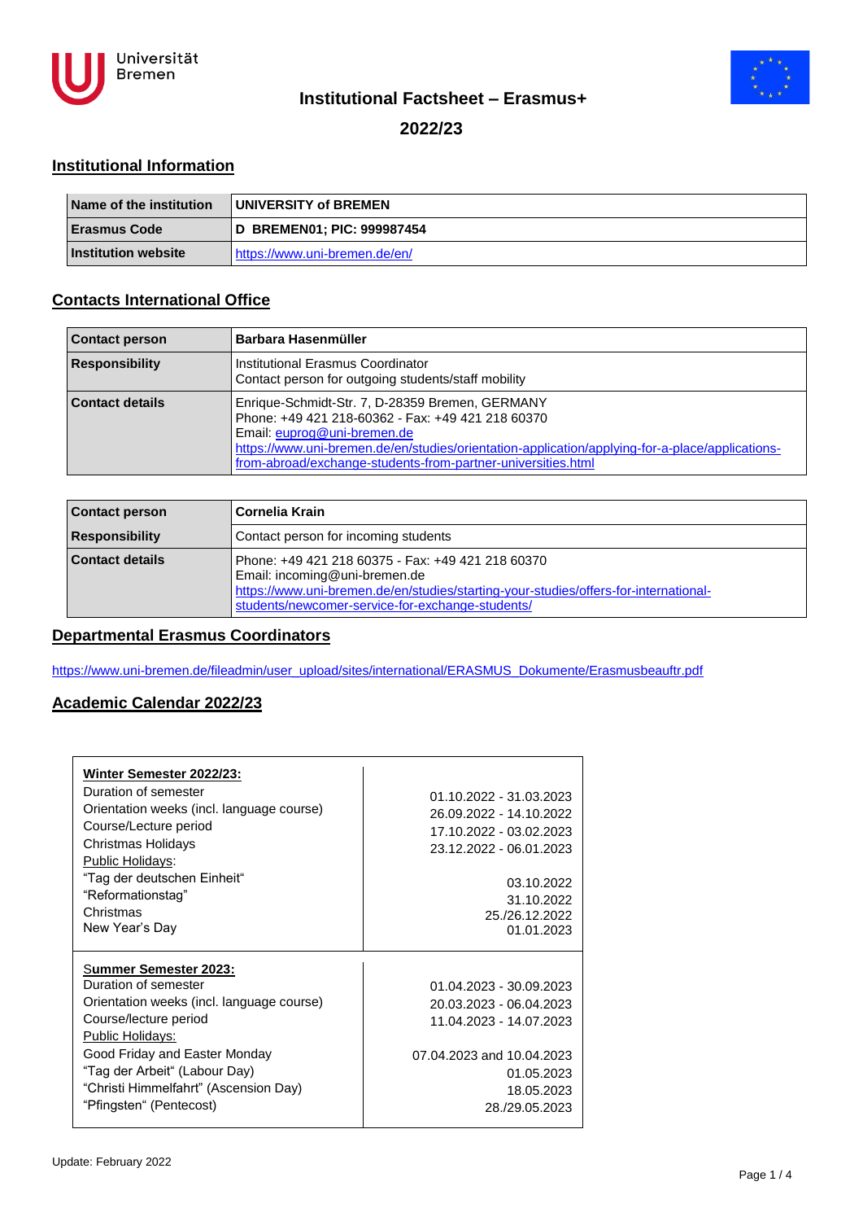# Institutional Factsheet – Erasmus+

## 2022/23

## Institutional Information

| Name of the institution | UNIVERSITY of BREMEN |
|---|---|
| Erasmus Code | D BREMEN01; PIC: 999987454 |
| Institution website | https://www.uni-bremen.de/en/ |

## Contacts International Office

| Contact person | Barbara Hasenmüller |
|---|---|
| Responsibility | Institutional Erasmus Coordinator<br>Contact person for outgoing students/staff mobility |
| Contact details | Enrique-Schmidt-Str. 7, D-28359 Bremen, GERMANY<br>Phone: +49 421 218-60362 - Fax: +49 421 218 60370<br>Email: euprog@uni-bremen.de<br>https://www.uni-bremen.de/en/studies/orientation-application/applying-for-a-place/applications-from-abroad/exchange-students-from-partner-universities.html |

| Contact person | Cornelia Krain |
|---|---|
| Responsibility | Contact person for incoming students |
| Contact details | Phone: +49 421 218 60375 - Fax: +49 421 218 60370<br>Email: incoming@uni-bremen.de<br>https://www.uni-bremen.de/en/studies/starting-your-studies/offers-for-international-students/newcomer-service-for-exchange-students/ |

## Departmental Erasmus Coordinators

https://www.uni-bremen.de/fileadmin/user_upload/sites/international/ERASMUS_Dokumente/Erasmusbeauftr.pdf

## Academic Calendar 2022/23

| **Winter Semester 2022/23:** | |
|---|---|
| Duration of semester | 01.10.2022 - 31.03.2023 |
| Orientation weeks (incl. language course) | 26.09.2022 - 14.10.2022 |
| Course/Lecture period | 17.10.2022 - 03.02.2023 |
| Christmas Holidays | 23.12.2022 - 06.01.2023 |
| Public Holidays: | |
| "Tag der deutschen Einheit" | 03.10.2022 |
| "Reformationstag" | 31.10.2022 |
| Christmas | 25./26.12.2022 |
| New Year's Day | 01.01.2023 |
| **Summer Semester 2023:** | |
| Duration of semester | 01.04.2023 - 30.09.2023 |
| Orientation weeks (incl. language course) | 20.03.2023 - 06.04.2023 |
| Course/lecture period | 11.04.2023 - 14.07.2023 |
| Public Holidays: | |
| Good Friday and Easter Monday | 07.04.2023 and 10.04.2023 |
| "Tag der Arbeit" (Labour Day) | 01.05.2023 |
| "Christi Himmelfahrt" (Ascension Day) | 18.05.2023 |
| "Pfingsten" (Pentecost) | 28./29.05.2023 |

Update: February 2022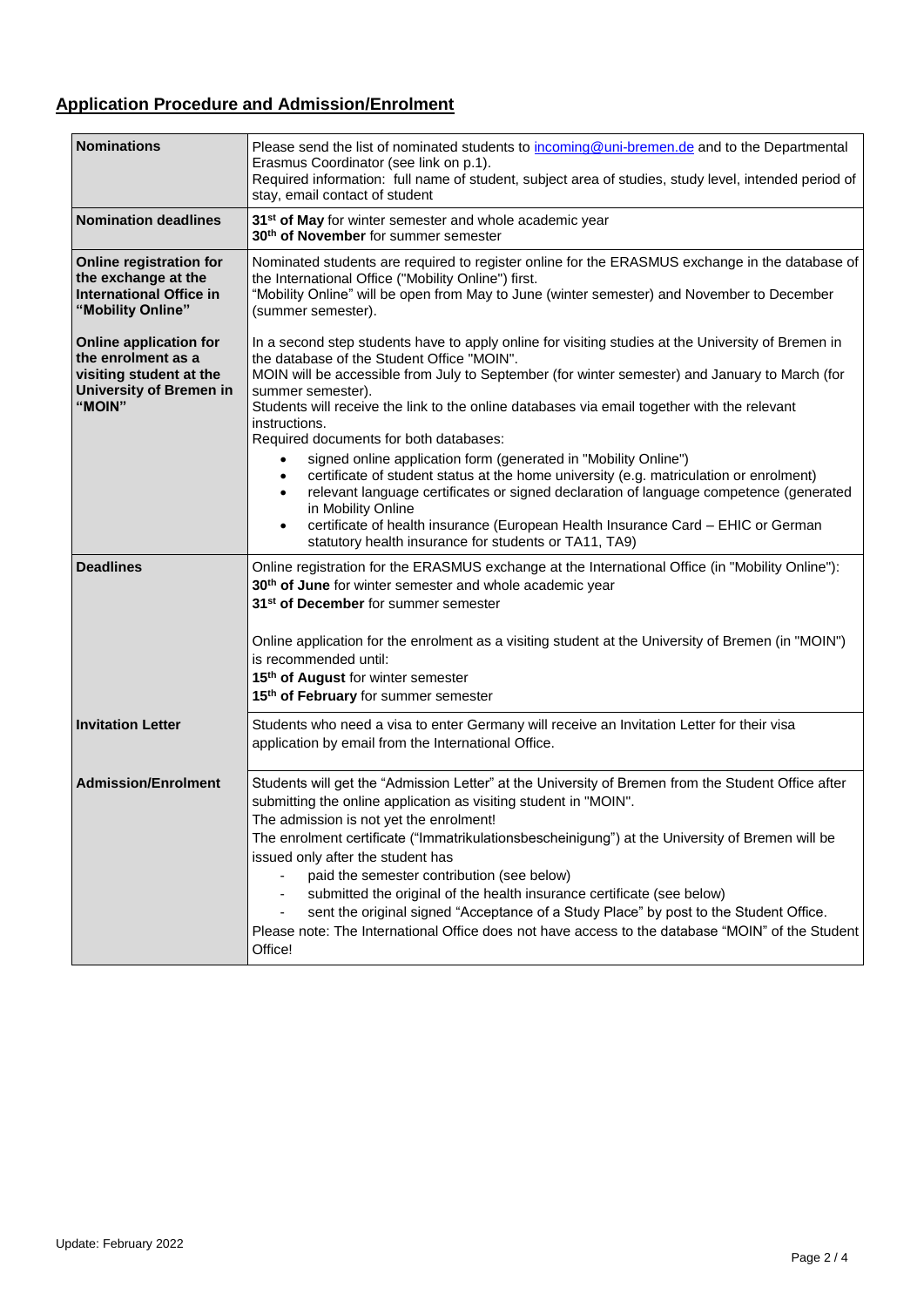## Application Procedure and Admission/Enrolment

| | |
|---|---|
| **Nominations** | Please send the list of nominated students to incoming@uni-bremen.de and to the Departmental Erasmus Coordinator (see link on p.1).<br>Required information: full name of student, subject area of studies, study level, intended period of stay, email contact of student |
| **Nomination deadlines** | **31st of May** for winter semester and whole academic year<br>**30th of November** for summer semester |
| **Online registration for the exchange at the International Office in "Mobility Online"** | Nominated students are required to register online for the ERASMUS exchange in the database of the International Office ("Mobility Online") first.<br>"Mobility Online" will be open from May to June (winter semester) and November to December (summer semester). |
| **Online application for the enrolment as a visiting student at the University of Bremen in "MOIN"** | In a second step students have to apply online for visiting studies at the University of Bremen in the database of the Student Office "MOIN".<br>MOIN will be accessible from July to September (for winter semester) and January to March (for summer semester).<br>Students will receive the link to the online databases via email together with the relevant instructions.<br>Required documents for both databases:<br>• signed online application form (generated in "Mobility Online")<br>• certificate of student status at the home university (e.g. matriculation or enrolment)<br>• relevant language certificates or signed declaration of language competence (generated in Mobility Online<br>• certificate of health insurance (European Health Insurance Card – EHIC or German statutory health insurance for students or TA11, TA9) |
| **Deadlines** | Online registration for the ERASMUS exchange at the International Office (in "Mobility Online"):<br>**30th of June** for winter semester and whole academic year<br>**31st of December** for summer semester<br><br>Online application for the enrolment as a visiting student at the University of Bremen (in "MOIN") is recommended until:<br>**15th of August** for winter semester<br>**15th of February** for summer semester |
| **Invitation Letter** | Students who need a visa to enter Germany will receive an Invitation Letter for their visa application by email from the International Office. |
| **Admission/Enrolment** | Students will get the "Admission Letter" at the University of Bremen from the Student Office after submitting the online application as visiting student in "MOIN".<br>The admission is not yet the enrolment!<br>The enrolment certificate ("Immatrikulationsbescheinigung") at the University of Bremen will be issued only after the student has<br>- paid the semester contribution (see below)<br>- submitted the original of the health insurance certificate (see below)<br>- sent the original signed "Acceptance of a Study Place" by post to the Student Office.<br>Please note: The International Office does not have access to the database "MOIN" of the Student Office! |

Update: February 2022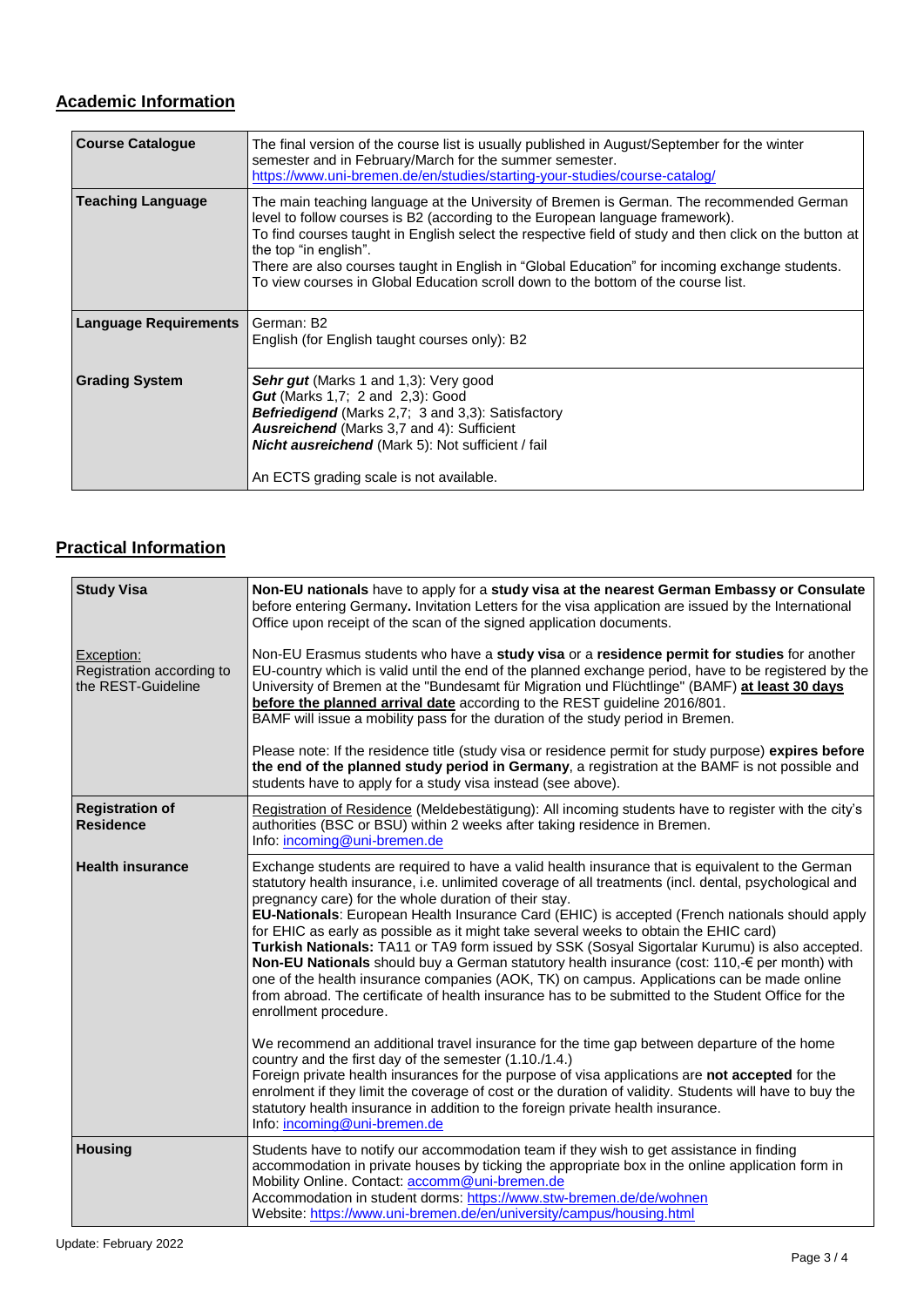## Academic Information

| | |
|---|---|
| **Course Catalogue** | The final version of the course list is usually published in August/September for the winter semester and in February/March for the summer semester. https://www.uni-bremen.de/en/studies/starting-your-studies/course-catalog/ |
| **Teaching Language** | The main teaching language at the University of Bremen is German. The recommended German level to follow courses is B2 (according to the European language framework). To find courses taught in English select the respective field of study and then click on the button at the top "in english". There are also courses taught in English in "Global Education" for incoming exchange students. To view courses in Global Education scroll down to the bottom of the course list. |
| **Language Requirements** | German: B2<br>English (for English taught courses only): B2 |
| **Grading System** | ***Sehr gut*** (Marks 1 and 1,3): Very good<br>***Gut*** (Marks 1,7; 2 and 2,3): Good<br>***Befriedigend*** (Marks 2,7; 3 and 3,3): Satisfactory<br>***Ausreichend*** (Marks 3,7 and 4): Sufficient<br>***Nicht ausreichend*** (Mark 5): Not sufficient / fail<br><br>An ECTS grading scale is not available. |

## Practical Information

| | |
|---|---|
| **Study Visa** | **Non-EU nationals** have to apply for a **study visa at the nearest German Embassy or Consulate** before entering Germany**.** Invitation Letters for the visa application are issued by the International Office upon receipt of the scan of the signed application documents. |
| Exception: Registration according to the REST-Guideline | Non-EU Erasmus students who have a **study visa** or a **residence permit for studies** for another EU-country which is valid until the end of the planned exchange period, have to be registered by the University of Bremen at the "Bundesamt für Migration und Flüchtlinge" (BAMF) **at least 30 days before the planned arrival date** according to the REST guideline 2016/801. BAMF will issue a mobility pass for the duration of the study period in Bremen.<br><br>Please note: If the residence title (study visa or residence permit for study purpose) **expires before the end of the planned study period in Germany**, a registration at the BAMF is not possible and students have to apply for a study visa instead (see above). |
| **Registration of Residence** | Registration of Residence (Meldebestätigung): All incoming students have to register with the city's authorities (BSC or BSU) within 2 weeks after taking residence in Bremen.<br>Info: incoming@uni-bremen.de |
| **Health insurance** | Exchange students are required to have a valid health insurance that is equivalent to the German statutory health insurance, i.e. unlimited coverage of all treatments (incl. dental, psychological and pregnancy care) for the whole duration of their stay.<br>**EU-Nationals**: European Health Insurance Card (EHIC) is accepted (French nationals should apply for EHIC as early as possible as it might take several weeks to obtain the EHIC card)<br>**Turkish Nationals:** TA11 or TA9 form issued by SSK (Sosyal Sigortalar Kurumu) is also accepted.<br>**Non-EU Nationals** should buy a German statutory health insurance (cost: 110,-€ per month) with one of the health insurance companies (AOK, TK) on campus. Applications can be made online from abroad. The certificate of health insurance has to be submitted to the Student Office for the enrollment procedure.<br><br>We recommend an additional travel insurance for the time gap between departure of the home country and the first day of the semester (1.10./1.4.)<br>Foreign private health insurances for the purpose of visa applications are **not accepted** for the enrolment if they limit the coverage of cost or the duration of validity. Students will have to buy the statutory health insurance in addition to the foreign private health insurance.<br>Info: incoming@uni-bremen.de |
| **Housing** | Students have to notify our accommodation team if they wish to get assistance in finding accommodation in private houses by ticking the appropriate box in the online application form in Mobility Online. Contact: accomm@uni-bremen.de<br>Accommodation in student dorms: https://www.stw-bremen.de/de/wohnen<br>Website: https://www.uni-bremen.de/en/university/campus/housing.html |

Update: February 2022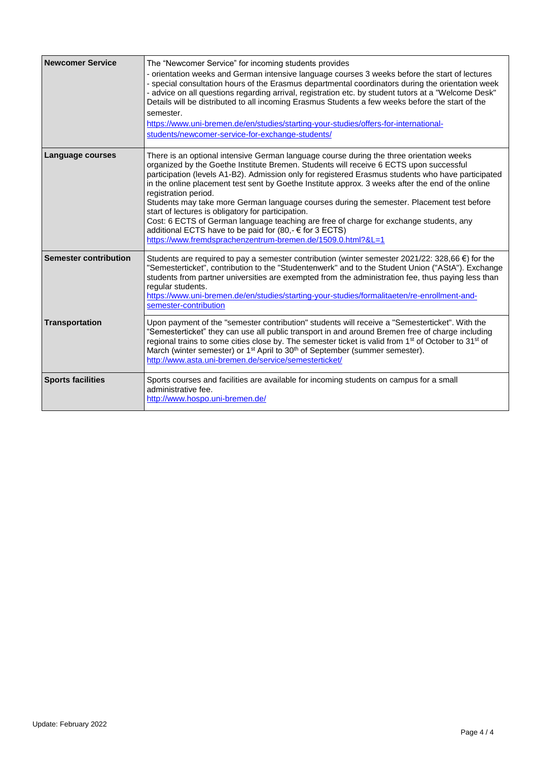| | |
|---|---|
| **Newcomer Service** | The "Newcomer Service" for incoming students provides<br>- orientation weeks and German intensive language courses 3 weeks before the start of lectures<br>- special consultation hours of the Erasmus departmental coordinators during the orientation week<br>- advice on all questions regarding arrival, registration etc. by student tutors at a "Welcome Desk"<br>Details will be distributed to all incoming Erasmus Students a few weeks before the start of the semester.<br>https://www.uni-bremen.de/en/studies/starting-your-studies/offers-for-international-students/newcomer-service-for-exchange-students/ |
| **Language courses** | There is an optional intensive German language course during the three orientation weeks organized by the Goethe Institute Bremen. Students will receive 6 ECTS upon successful participation (levels A1-B2). Admission only for registered Erasmus students who have participated in the online placement test sent by Goethe Institute approx. 3 weeks after the end of the online registration period.<br>Students may take more German language courses during the semester. Placement test before start of lectures is obligatory for participation.<br>Cost: 6 ECTS of German language teaching are free of charge for exchange students, any additional ECTS have to be paid for (80,- € for 3 ECTS)<br>https://www.fremdsprachenzentrum-bremen.de/1509.0.html?&L=1 |
| **Semester contribution** | Students are required to pay a semester contribution (winter semester 2021/22: 328,66 €) for the "Semesterticket", contribution to the "Studentenwerk" and to the Student Union ("AStA"). Exchange students from partner universities are exempted from the administration fee, thus paying less than regular students.<br>https://www.uni-bremen.de/en/studies/starting-your-studies/formalitaeten/re-enrollment-and-semester-contribution |
| **Transportation** | Upon payment of the "semester contribution" students will receive a "Semesterticket". With the "Semesterticket" they can use all public transport in and around Bremen free of charge including regional trains to some cities close by. The semester ticket is valid from 1st of October to 31st of March (winter semester) or 1st April to 30th of September (summer semester).<br>http://www.asta.uni-bremen.de/service/semesterticket/ |
| **Sports facilities** | Sports courses and facilities are available for incoming students on campus for a small administrative fee.<br>http://www.hospo.uni-bremen.de/ |

Update: February 2022